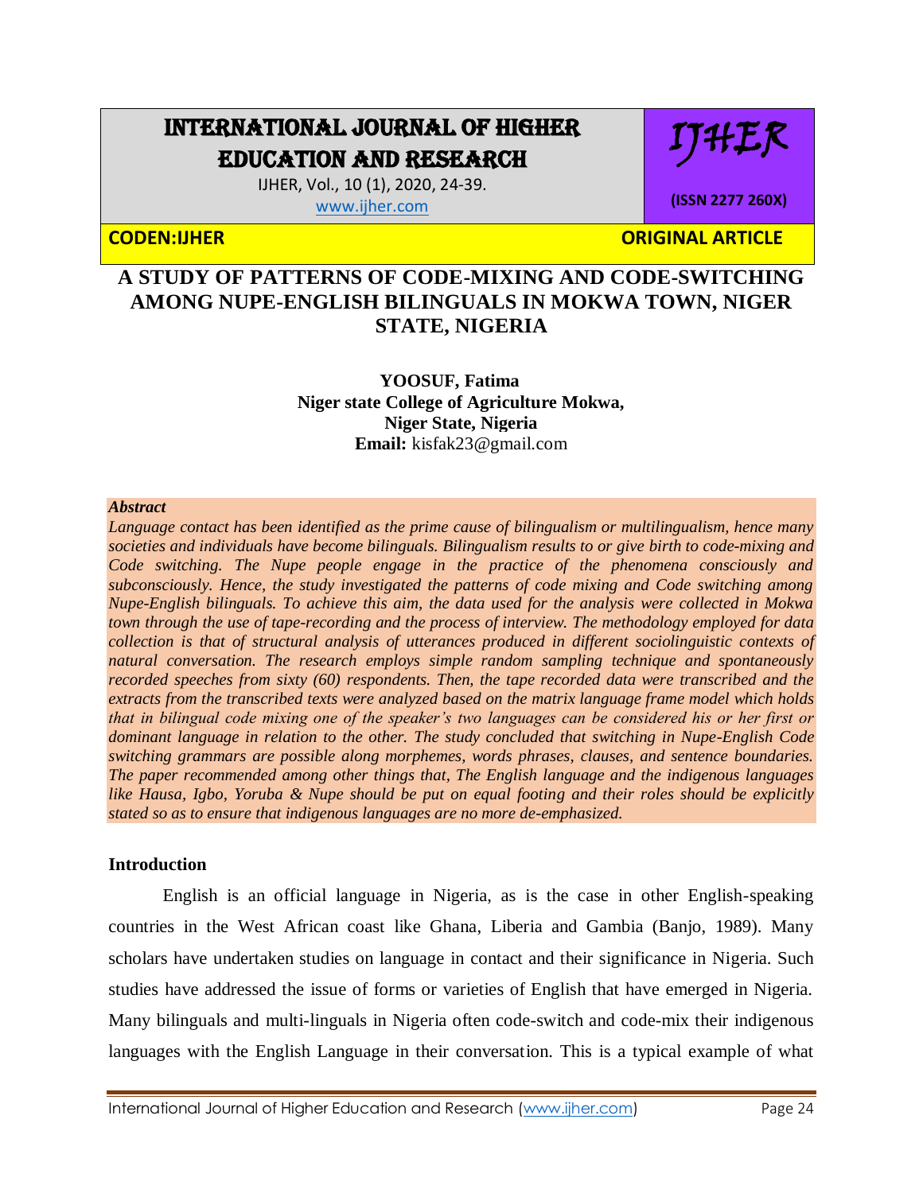# A STUDY OF PATTERNS OF CODE-MIXING AND CODE-SWITCHING AMONG NUPE-ENGLISH BILINGUALS IN MOKWA TOWN, NIGER STATE, NIGERIA

**YOOSUF, Fatima**
**Niger state College of Agriculture Mokwa,**
**Niger State, Nigeria**
**Email:** kisfak23@gmail.com

***Abstract***

***Language contact has been identified as the prime cause of bilingualism or multilingualism, hence many societies and individuals have become bilinguals. Bilingualism results to or give birth to code-mixing and Code switching. The Nupe people engage in the practice of the phenomena consciously and subconsciously. Hence, the study investigated the patterns of code mixing and Code switching among Nupe-English bilinguals. To achieve this aim, the data used for the analysis were collected in Mokwa town through the use of tape-recording and the process of interview. The methodology employed for data collection is that of structural analysis of utterances produced in different sociolinguistic contexts of natural conversation. The research employs simple random sampling technique and spontaneously recorded speeches from sixty (60) respondents. Then, the tape recorded data were transcribed and the extracts from the transcribed texts were analyzed based on the matrix language frame model which holds that in bilingual code mixing one of the speaker's two languages can be considered his or her first or dominant language in relation to the other. The study concluded that switching in Nupe-English Code switching grammars are possible along morphemes, words phrases, clauses, and sentence boundaries. The paper recommended among other things that, The English language and the indigenous languages like Hausa, Igbo, Yoruba & Nupe should be put on equal footing and their roles should be explicitly stated so as to ensure that indigenous languages are no more de-emphasized.***

## Introduction

English is an official language in Nigeria, as is the case in other English-speaking countries in the West African coast like Ghana, Liberia and Gambia (Banjo, 1989). Many scholars have undertaken studies on language in contact and their significance in Nigeria. Such studies have addressed the issue of forms or varieties of English that have emerged in Nigeria. Many bilinguals and multi-linguals in Nigeria often code-switch and code-mix their indigenous languages with the English Language in their conversation. This is a typical example of what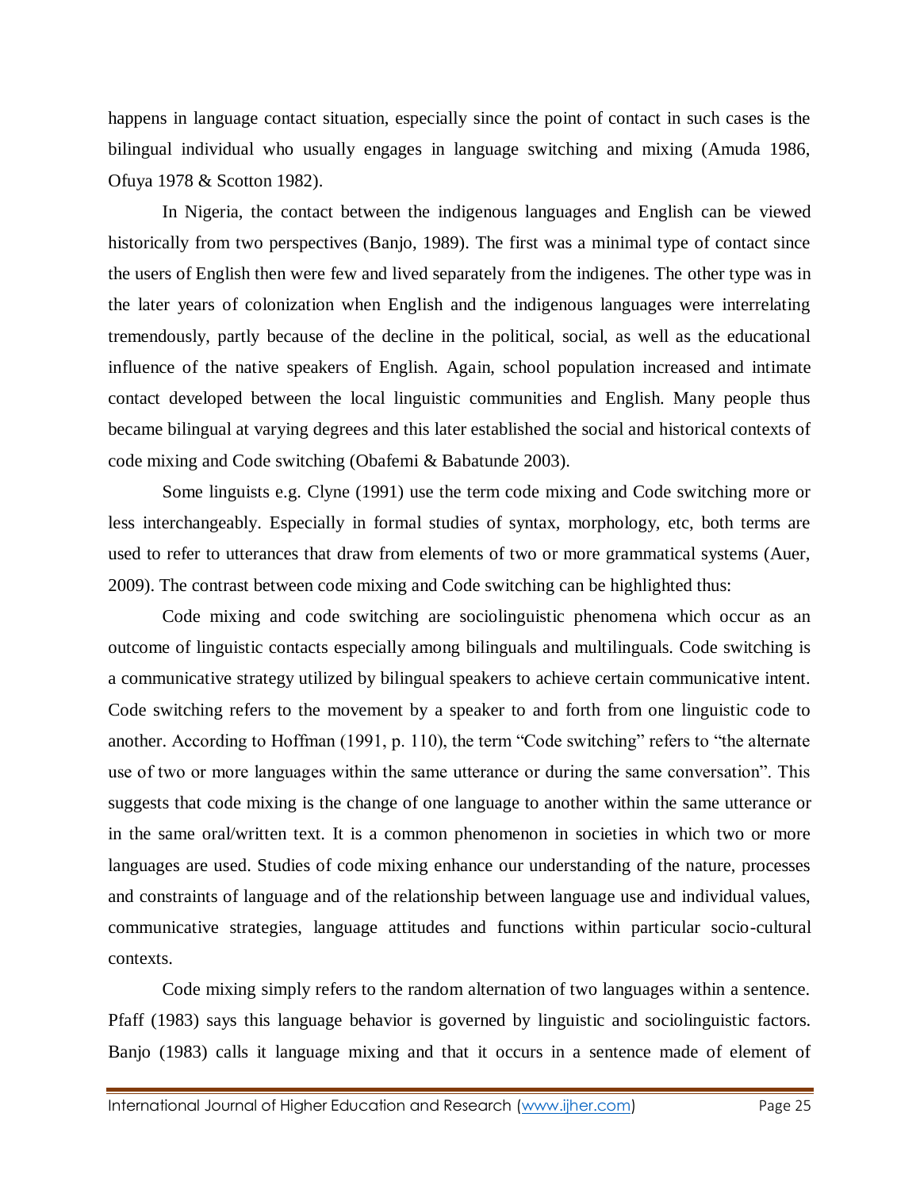happens in language contact situation, especially since the point of contact in such cases is the bilingual individual who usually engages in language switching and mixing (Amuda 1986, Ofuya 1978 & Scotton 1982).

In Nigeria, the contact between the indigenous languages and English can be viewed historically from two perspectives (Banjo, 1989). The first was a minimal type of contact since the users of English then were few and lived separately from the indigenes. The other type was in the later years of colonization when English and the indigenous languages were interrelating tremendously, partly because of the decline in the political, social, as well as the educational influence of the native speakers of English. Again, school population increased and intimate contact developed between the local linguistic communities and English. Many people thus became bilingual at varying degrees and this later established the social and historical contexts of code mixing and Code switching (Obafemi & Babatunde 2003).

Some linguists e.g. Clyne (1991) use the term code mixing and Code switching more or less interchangeably. Especially in formal studies of syntax, morphology, etc, both terms are used to refer to utterances that draw from elements of two or more grammatical systems (Auer, 2009). The contrast between code mixing and Code switching can be highlighted thus:

Code mixing and code switching are sociolinguistic phenomena which occur as an outcome of linguistic contacts especially among bilinguals and multilinguals. Code switching is a communicative strategy utilized by bilingual speakers to achieve certain communicative intent. Code switching refers to the movement by a speaker to and forth from one linguistic code to another. According to Hoffman (1991, p. 110), the term "Code switching" refers to "the alternate use of two or more languages within the same utterance or during the same conversation". This suggests that code mixing is the change of one language to another within the same utterance or in the same oral/written text. It is a common phenomenon in societies in which two or more languages are used. Studies of code mixing enhance our understanding of the nature, processes and constraints of language and of the relationship between language use and individual values, communicative strategies, language attitudes and functions within particular socio-cultural contexts.

Code mixing simply refers to the random alternation of two languages within a sentence. Pfaff (1983) says this language behavior is governed by linguistic and sociolinguistic factors. Banjo (1983) calls it language mixing and that it occurs in a sentence made of element of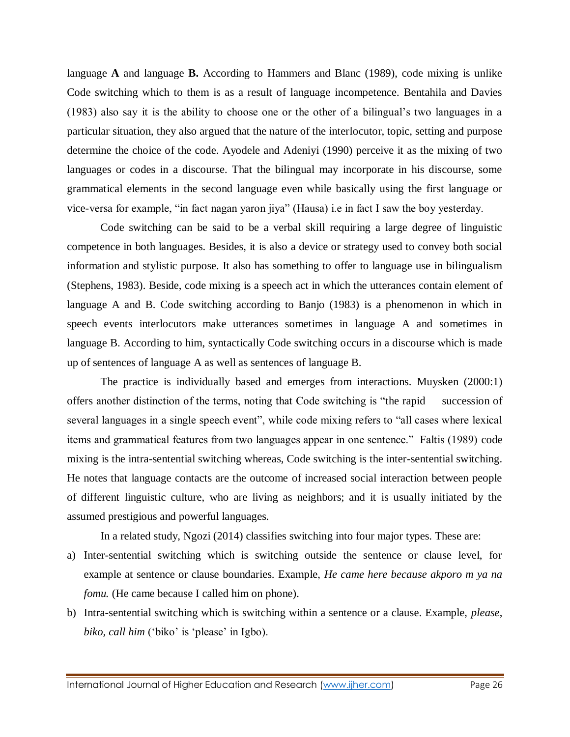language **A** and language **B.** According to Hammers and Blanc (1989), code mixing is unlike Code switching which to them is as a result of language incompetence. Bentahila and Davies (1983) also say it is the ability to choose one or the other of a bilingual's two languages in a particular situation, they also argued that the nature of the interlocutor, topic, setting and purpose determine the choice of the code. Ayodele and Adeniyi (1990) perceive it as the mixing of two languages or codes in a discourse. That the bilingual may incorporate in his discourse, some grammatical elements in the second language even while basically using the first language or vice-versa for example, "in fact nagan yaron jiya" (Hausa) i.e in fact I saw the boy yesterday.

Code switching can be said to be a verbal skill requiring a large degree of linguistic competence in both languages. Besides, it is also a device or strategy used to convey both social information and stylistic purpose. It also has something to offer to language use in bilingualism (Stephens, 1983). Beside, code mixing is a speech act in which the utterances contain element of language A and B. Code switching according to Banjo (1983) is a phenomenon in which in speech events interlocutors make utterances sometimes in language A and sometimes in language B. According to him, syntactically Code switching occurs in a discourse which is made up of sentences of language A as well as sentences of language B.

The practice is individually based and emerges from interactions. Muysken (2000:1) offers another distinction of the terms, noting that Code switching is "the rapid succession of several languages in a single speech event", while code mixing refers to "all cases where lexical items and grammatical features from two languages appear in one sentence." Faltis (1989) code mixing is the intra-sentential switching whereas, Code switching is the inter-sentential switching. He notes that language contacts are the outcome of increased social interaction between people of different linguistic culture, who are living as neighbors; and it is usually initiated by the assumed prestigious and powerful languages.

In a related study, Ngozi (2014) classifies switching into four major types. These are:

a) Inter-sentential switching which is switching outside the sentence or clause level, for example at sentence or clause boundaries. Example, *He came here because akporo m ya na fomu.* (He came because I called him on phone).
b) Intra-sentential switching which is switching within a sentence or a clause. Example, *please, biko, call him* ('biko' is 'please' in Igbo).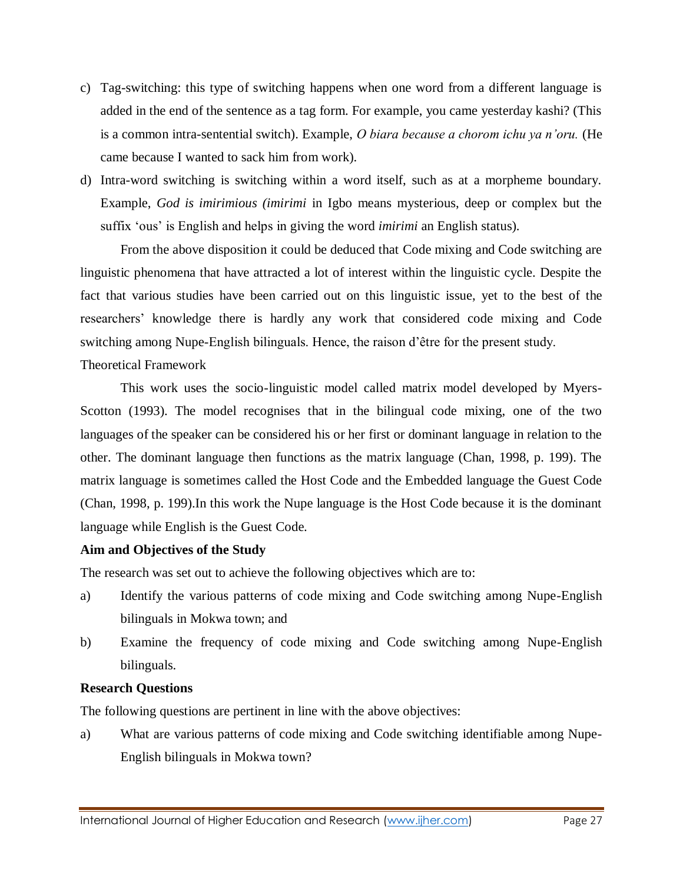c) Tag-switching: this type of switching happens when one word from a different language is added in the end of the sentence as a tag form. For example, you came yesterday kashi? (This is a common intra-sentential switch). Example, *O biara because a chorom ichu ya n'oru.* (He came because I wanted to sack him from work).

d) Intra-word switching is switching within a word itself, such as at a morpheme boundary. Example, *God is imirimious (imirimi* in Igbo means mysterious, deep or complex but the suffix 'ous' is English and helps in giving the word *imirimi* an English status).

From the above disposition it could be deduced that Code mixing and Code switching are linguistic phenomena that have attracted a lot of interest within the linguistic cycle. Despite the fact that various studies have been carried out on this linguistic issue, yet to the best of the researchers' knowledge there is hardly any work that considered code mixing and Code switching among Nupe-English bilinguals. Hence, the raison d'être for the present study.

Theoretical Framework

This work uses the socio-linguistic model called matrix model developed by Myers-Scotton (1993). The model recognises that in the bilingual code mixing, one of the two languages of the speaker can be considered his or her first or dominant language in relation to the other. The dominant language then functions as the matrix language (Chan, 1998, p. 199). The matrix language is sometimes called the Host Code and the Embedded language the Guest Code (Chan, 1998, p. 199).In this work the Nupe language is the Host Code because it is the dominant language while English is the Guest Code.

**Aim and Objectives of the Study**

The research was set out to achieve the following objectives which are to:

a) Identify the various patterns of code mixing and Code switching among Nupe-English bilinguals in Mokwa town; and

b) Examine the frequency of code mixing and Code switching among Nupe-English bilinguals.

**Research Questions**

The following questions are pertinent in line with the above objectives:

a) What are various patterns of code mixing and Code switching identifiable among Nupe-English bilinguals in Mokwa town?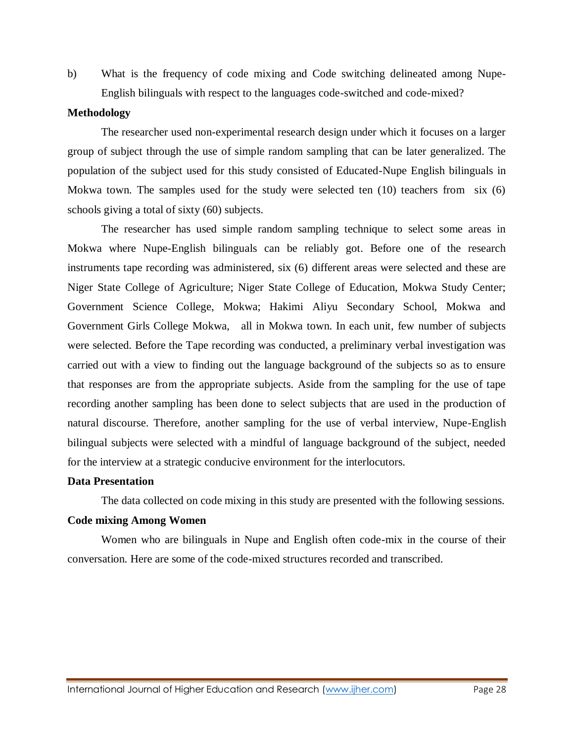b) What is the frequency of code mixing and Code switching delineated among Nupe-English bilinguals with respect to the languages code-switched and code-mixed?

**Methodology**

The researcher used non-experimental research design under which it focuses on a larger group of subject through the use of simple random sampling that can be later generalized. The population of the subject used for this study consisted of Educated-Nupe English bilinguals in Mokwa town. The samples used for the study were selected ten (10) teachers from six (6) schools giving a total of sixty (60) subjects.

The researcher has used simple random sampling technique to select some areas in Mokwa where Nupe-English bilinguals can be reliably got. Before one of the research instruments tape recording was administered, six (6) different areas were selected and these are Niger State College of Agriculture; Niger State College of Education, Mokwa Study Center; Government Science College, Mokwa; Hakimi Aliyu Secondary School, Mokwa and Government Girls College Mokwa, all in Mokwa town. In each unit, few number of subjects were selected. Before the Tape recording was conducted, a preliminary verbal investigation was carried out with a view to finding out the language background of the subjects so as to ensure that responses are from the appropriate subjects. Aside from the sampling for the use of tape recording another sampling has been done to select subjects that are used in the production of natural discourse. Therefore, another sampling for the use of verbal interview, Nupe-English bilingual subjects were selected with a mindful of language background of the subject, needed for the interview at a strategic conducive environment for the interlocutors.

**Data Presentation**

The data collected on code mixing in this study are presented with the following sessions.

**Code mixing Among Women**

Women who are bilinguals in Nupe and English often code-mix in the course of their conversation. Here are some of the code-mixed structures recorded and transcribed.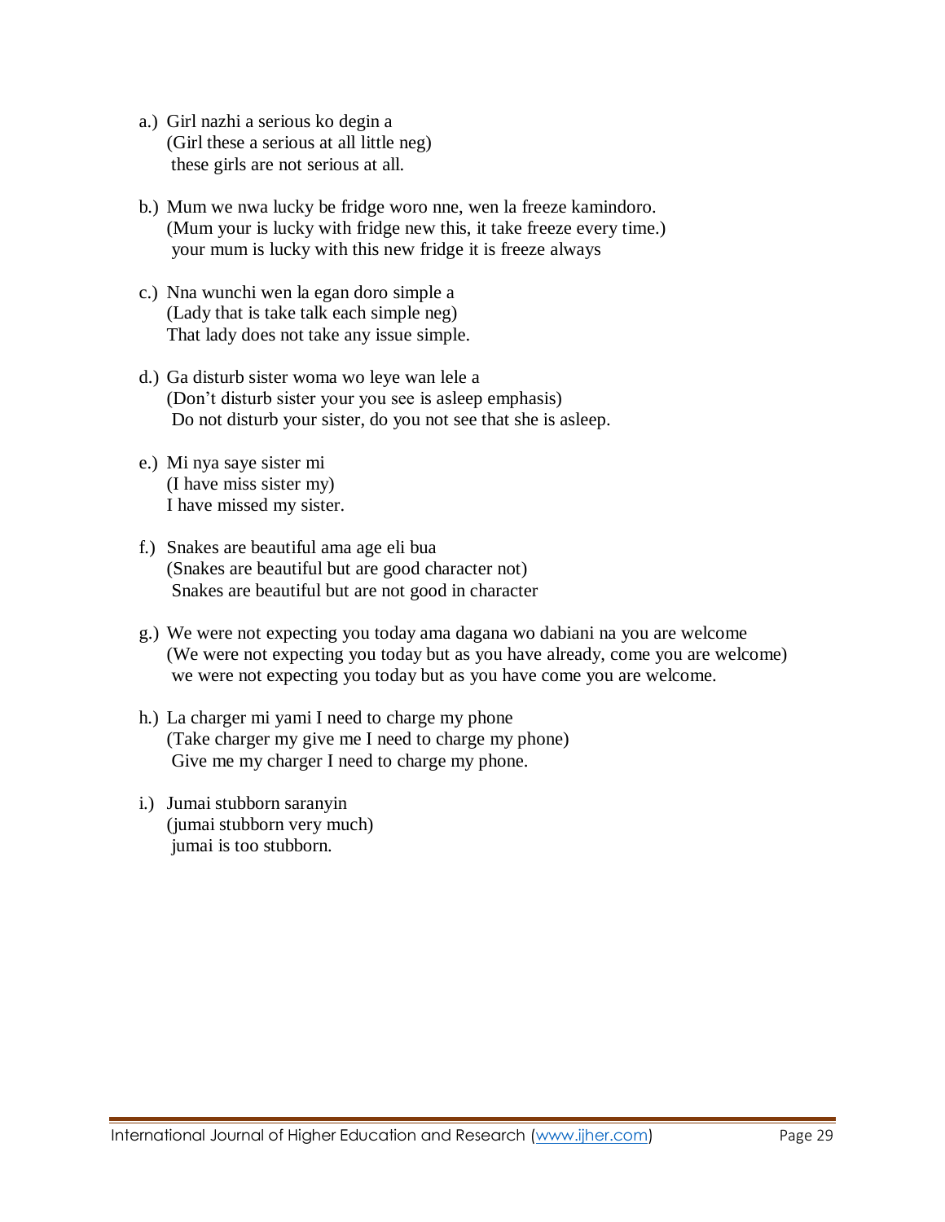a.) Girl nazhi a serious ko degin a
(Girl these a serious at all little neg)
these girls are not serious at all.

b.) Mum we nwa lucky be fridge woro nne, wen la freeze kamindoro.
(Mum your is lucky with fridge new this, it take freeze every time.)
your mum is lucky with this new fridge it is freeze always

c.) Nna wunchi wen la egan doro simple a
(Lady that is take talk each simple neg)
That lady does not take any issue simple.

d.) Ga disturb sister woma wo leye wan lele a
(Don't disturb sister your you see is asleep emphasis)
Do not disturb your sister, do you not see that she is asleep.

e.) Mi nya saye sister mi
(I have miss sister my)
I have missed my sister.

f.) Snakes are beautiful ama age eli bua
(Snakes are beautiful but are good character not)
Snakes are beautiful but are not good in character

g.) We were not expecting you today ama dagana wo dabiani na you are welcome
(We were not expecting you today but as you have already, come you are welcome)
we were not expecting you today but as you have come you are welcome.

h.) La charger mi yami I need to charge my phone
(Take charger my give me I need to charge my phone)
Give me my charger I need to charge my phone.

i.) Jumai stubborn saranyin
(jumai stubborn very much)
jumai is too stubborn.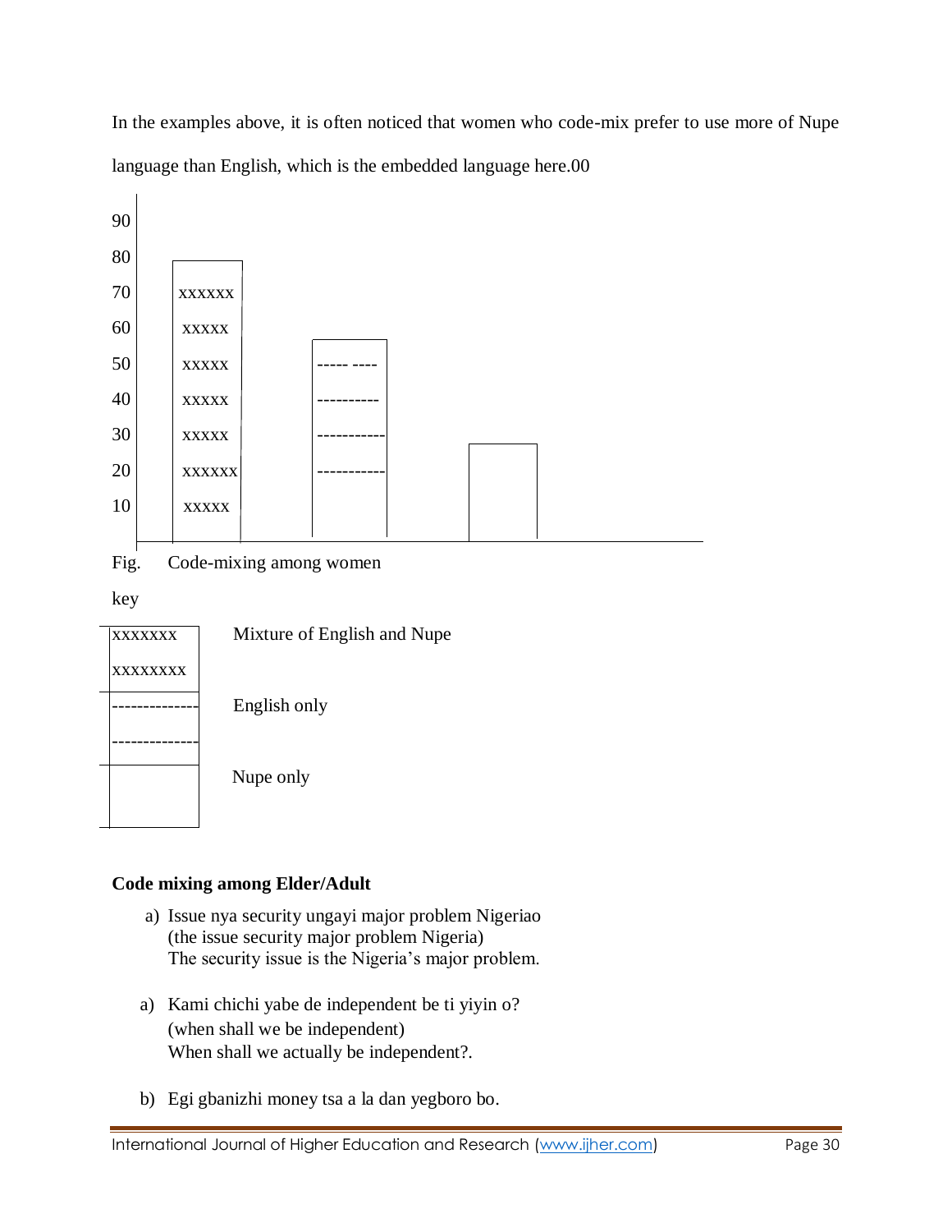In the examples above, it is often noticed that women who code-mix prefer to use more of Nupe language than English, which is the embedded language here.00

Fig. Code-mixing among women

key

| Pattern | Meaning |
| --- | --- |
| xxxxxxx | Mixture of English and Nupe |
| ----------- | English only |
| (blank) | Nupe only |

**Code mixing among Elder/Adult**

a) Issue nya security ungayi major problem Nigeriao
(the issue security major problem Nigeria)
The security issue is the Nigeria's major problem.

a) Kami chichi yabe de independent be ti yiyin o?
(when shall we be independent)
When shall we actually be independent?.

b) Egi gbanizhi money tsa a la dan yegboro bo.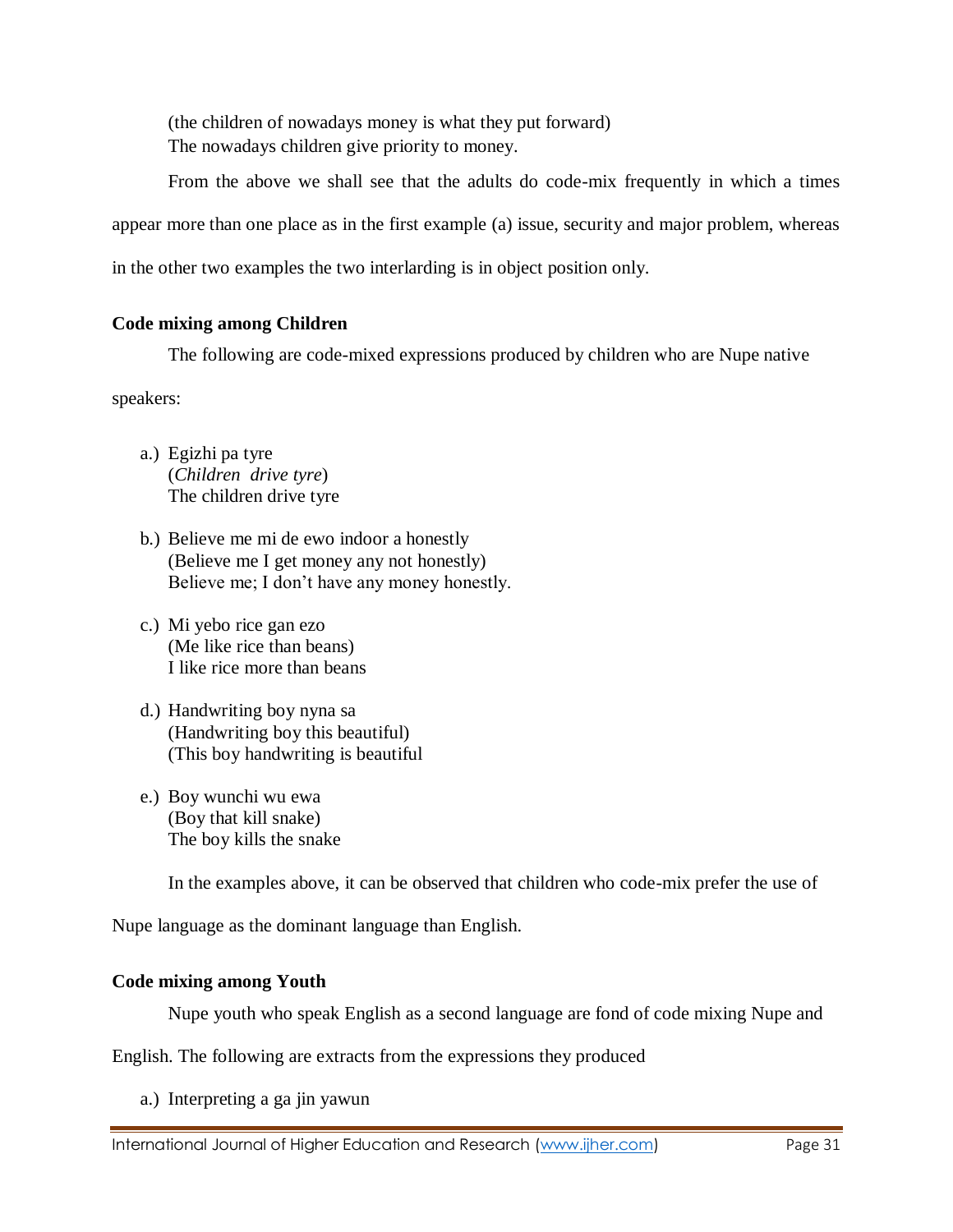(the children of nowadays money is what they put forward)
The nowadays children give priority to money.

From the above we shall see that the adults do code-mix frequently in which a times appear more than one place as in the first example (a) issue, security and major problem, whereas in the other two examples the two interlarding is in object position only.

**Code mixing among Children**

The following are code-mixed expressions produced by children who are Nupe native speakers:

a.) Egizhi pa tyre
(*Children drive tyre*)
The children drive tyre

b.) Believe me mi de ewo indoor a honestly
(Believe me I get money any not honestly)
Believe me; I don't have any money honestly.

c.) Mi yebo rice gan ezo
(Me like rice than beans)
I like rice more than beans

d.) Handwriting boy nyna sa
(Handwriting boy this beautiful)
(This boy handwriting is beautiful

e.) Boy wunchi wu ewa
(Boy that kill snake)
The boy kills the snake

In the examples above, it can be observed that children who code-mix prefer the use of Nupe language as the dominant language than English.

**Code mixing among Youth**

Nupe youth who speak English as a second language are fond of code mixing Nupe and English. The following are extracts from the expressions they produced

a.) Interpreting a ga jin yawun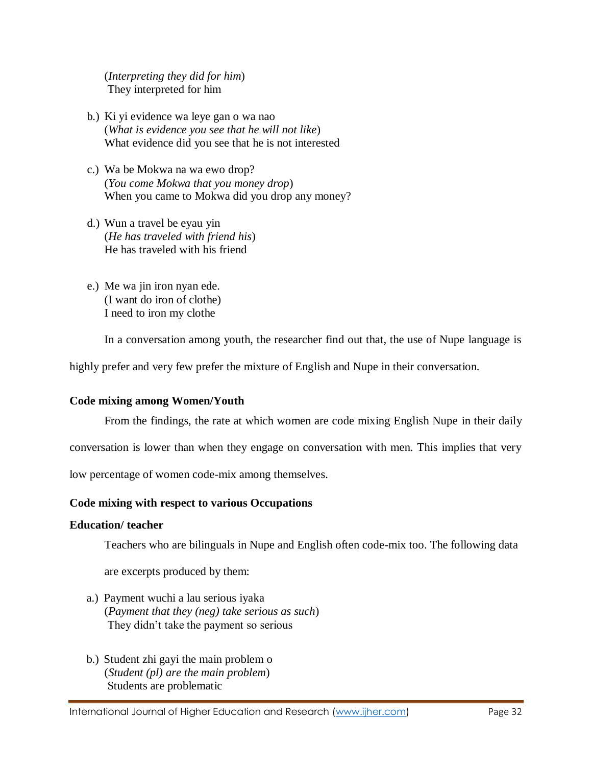(*Interpreting they did for him*)
They interpreted for him

b.) Ki yi evidence wa leye gan o wa nao
(*What is evidence you see that he will not like*)
What evidence did you see that he is not interested

c.) Wa be Mokwa na wa ewo drop?
(*You come Mokwa that you money drop*)
When you came to Mokwa did you drop any money?

d.) Wun a travel be eyau yin
(*He has traveled with friend his*)
He has traveled with his friend

e.) Me wa jin iron nyan ede.
(I want do iron of clothe)
I need to iron my clothe

In a conversation among youth, the researcher find out that, the use of Nupe language is highly prefer and very few prefer the mixture of English and Nupe in their conversation.

**Code mixing among Women/Youth**

From the findings, the rate at which women are code mixing English Nupe in their daily conversation is lower than when they engage on conversation with men. This implies that very low percentage of women code-mix among themselves.

**Code mixing with respect to various Occupations**

**Education/ teacher**

Teachers who are bilinguals in Nupe and English often code-mix too. The following data are excerpts produced by them:

a.) Payment wuchi a lau serious iyaka
(*Payment that they (neg) take serious as such*)
They didn't take the payment so serious

b.) Student zhi gayi the main problem o
(*Student (pl) are the main problem*)
Students are problematic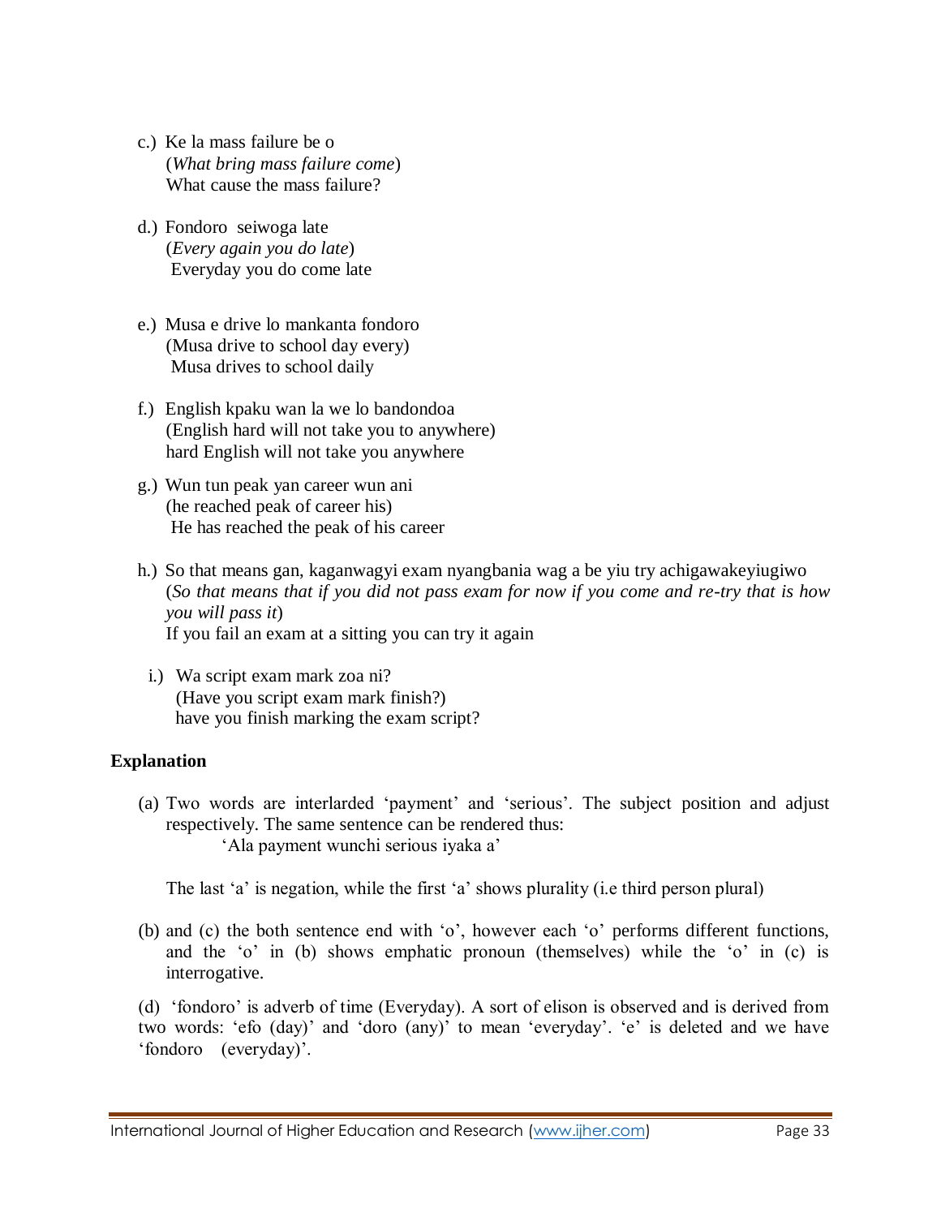c.) Ke la mass failure be o
(*What bring mass failure come*)
What cause the mass failure?

d.) Fondoro seiwoga late
(*Every again you do late*)
Everyday you do come late

e.) Musa e drive lo mankanta fondoro
(Musa drive to school day every)
Musa drives to school daily

f.) English kpaku wan la we lo bandondoa
(English hard will not take you to anywhere)
hard English will not take you anywhere

g.) Wun tun peak yan career wun ani
(he reached peak of career his)
He has reached the peak of his career

h.) So that means gan, kaganwagyi exam nyangbania wag a be yiu try achigawakeyiugiwo
(*So that means that if you did not pass exam for now if you come and re-try that is how you will pass it*)
If you fail an exam at a sitting you can try it again

i.) Wa script exam mark zoa ni?
(Have you script exam mark finish?)
have you finish marking the exam script?

**Explanation**

(a) Two words are interlarded 'payment' and 'serious'. The subject position and adjust respectively. The same sentence can be rendered thus:

'Ala payment wunchi serious iyaka a'

The last 'a' is negation, while the first 'a' shows plurality (i.e third person plural)

(b) and (c) the both sentence end with 'o', however each 'o' performs different functions, and the 'o' in (b) shows emphatic pronoun (themselves) while the 'o' in (c) is interrogative.

(d) 'fondoro' is adverb of time (Everyday). A sort of elison is observed and is derived from two words: 'efo (day)' and 'doro (any)' to mean 'everyday'. 'e' is deleted and we have 'fondoro (everyday)'.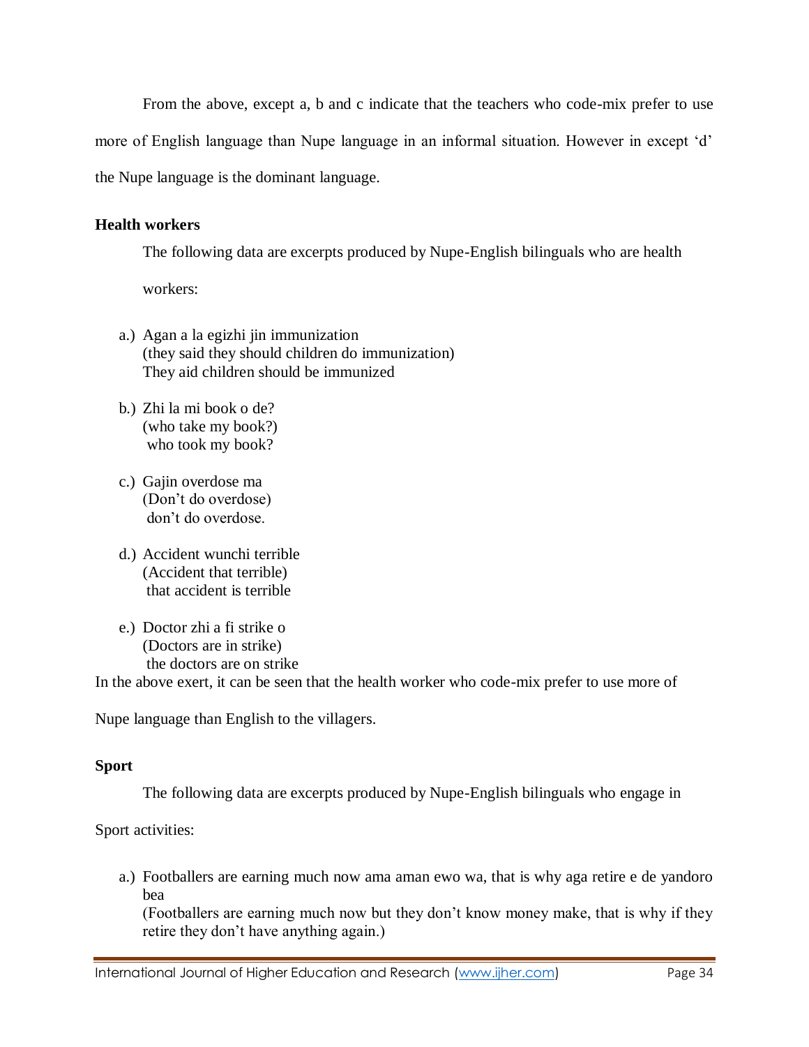From the above, except a, b and c indicate that the teachers who code-mix prefer to use more of English language than Nupe language in an informal situation. However in except 'd' the Nupe language is the dominant language.

**Health workers**

The following data are excerpts produced by Nupe-English bilinguals who are health workers:

a.) Agan a la egizhi jin immunization
(they said they should children do immunization)
They aid children should be immunized

b.) Zhi la mi book o de?
(who take my book?)
who took my book?

c.) Gajin overdose ma
(Don't do overdose)
don't do overdose.

d.) Accident wunchi terrible
(Accident that terrible)
that accident is terrible

e.) Doctor zhi a fi strike o
(Doctors are in strike)
the doctors are on strike

In the above exert, it can be seen that the health worker who code-mix prefer to use more of Nupe language than English to the villagers.

**Sport**

The following data are excerpts produced by Nupe-English bilinguals who engage in Sport activities:

a.) Footballers are earning much now ama aman ewo wa, that is why aga retire e de yandoro bea
(Footballers are earning much now but they don't know money make, that is why if they retire they don't have anything again.)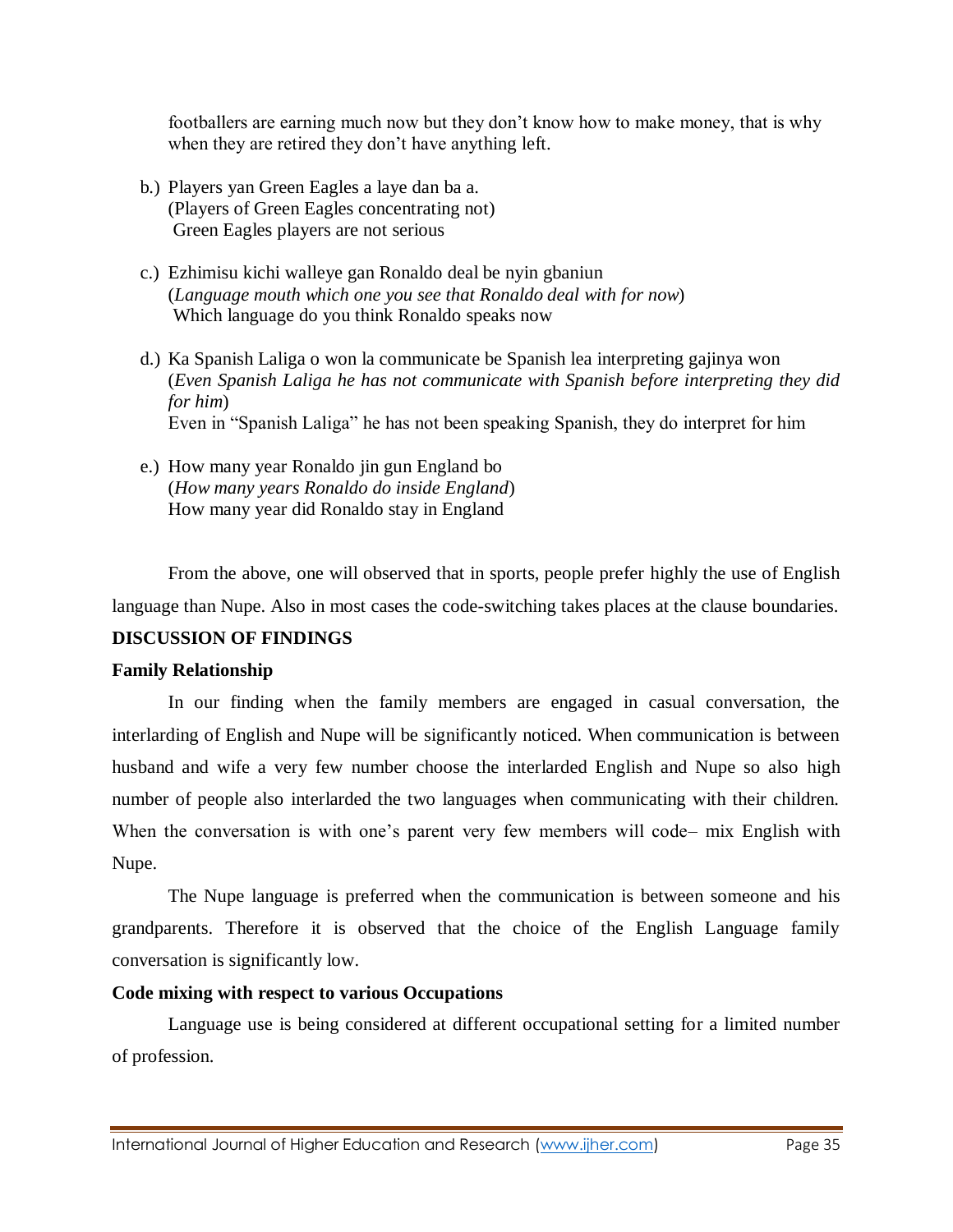footballers are earning much now but they don't know how to make money, that is why when they are retired they don't have anything left.

b.) Players yan Green Eagles a laye dan ba a.
(Players of Green Eagles concentrating not)
Green Eagles players are not serious

c.) Ezhimisu kichi walleye gan Ronaldo deal be nyin gbaniun
(*Language mouth which one you see that Ronaldo deal with for now*)
Which language do you think Ronaldo speaks now

d.) Ka Spanish Laliga o won la communicate be Spanish lea interpreting gajinya won
(*Even Spanish Laliga he has not communicate with Spanish before interpreting they did for him*)
Even in "Spanish Laliga" he has not been speaking Spanish, they do interpret for him

e.) How many year Ronaldo jin gun England bo
(*How many years Ronaldo do inside England*)
How many year did Ronaldo stay in England

From the above, one will observed that in sports, people prefer highly the use of English language than Nupe. Also in most cases the code-switching takes places at the clause boundaries.

## DISCUSSION OF FINDINGS

### Family Relationship

In our finding when the family members are engaged in casual conversation, the interlarding of English and Nupe will be significantly noticed. When communication is between husband and wife a very few number choose the interlarded English and Nupe so also high number of people also interlarded the two languages when communicating with their children. When the conversation is with one's parent very few members will code– mix English with Nupe.

The Nupe language is preferred when the communication is between someone and his grandparents. Therefore it is observed that the choice of the English Language family conversation is significantly low.

### Code mixing with respect to various Occupations

Language use is being considered at different occupational setting for a limited number of profession.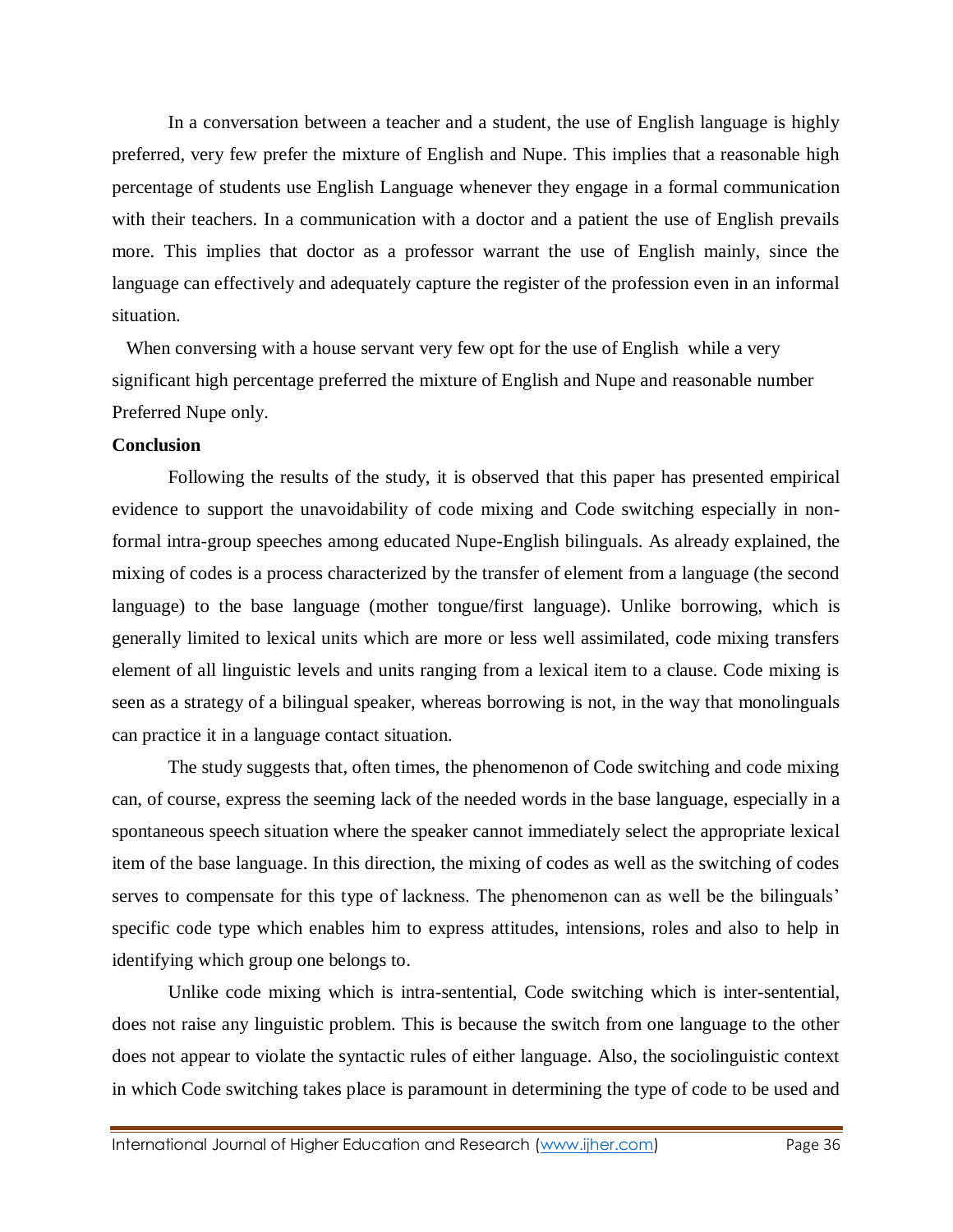In a conversation between a teacher and a student, the use of English language is highly preferred, very few prefer the mixture of English and Nupe. This implies that a reasonable high percentage of students use English Language whenever they engage in a formal communication with their teachers. In a communication with a doctor and a patient the use of English prevails more. This implies that doctor as a professor warrant the use of English mainly, since the language can effectively and adequately capture the register of the profession even in an informal situation.

When conversing with a house servant very few opt for the use of English while a very significant high percentage preferred the mixture of English and Nupe and reasonable number Preferred Nupe only.

**Conclusion**

Following the results of the study, it is observed that this paper has presented empirical evidence to support the unavoidability of code mixing and Code switching especially in non-formal intra-group speeches among educated Nupe-English bilinguals. As already explained, the mixing of codes is a process characterized by the transfer of element from a language (the second language) to the base language (mother tongue/first language). Unlike borrowing, which is generally limited to lexical units which are more or less well assimilated, code mixing transfers element of all linguistic levels and units ranging from a lexical item to a clause. Code mixing is seen as a strategy of a bilingual speaker, whereas borrowing is not, in the way that monolinguals can practice it in a language contact situation.

The study suggests that, often times, the phenomenon of Code switching and code mixing can, of course, express the seeming lack of the needed words in the base language, especially in a spontaneous speech situation where the speaker cannot immediately select the appropriate lexical item of the base language. In this direction, the mixing of codes as well as the switching of codes serves to compensate for this type of lackness. The phenomenon can as well be the bilinguals' specific code type which enables him to express attitudes, intensions, roles and also to help in identifying which group one belongs to.

Unlike code mixing which is intra-sentential, Code switching which is inter-sentential, does not raise any linguistic problem. This is because the switch from one language to the other does not appear to violate the syntactic rules of either language. Also, the sociolinguistic context in which Code switching takes place is paramount in determining the type of code to be used and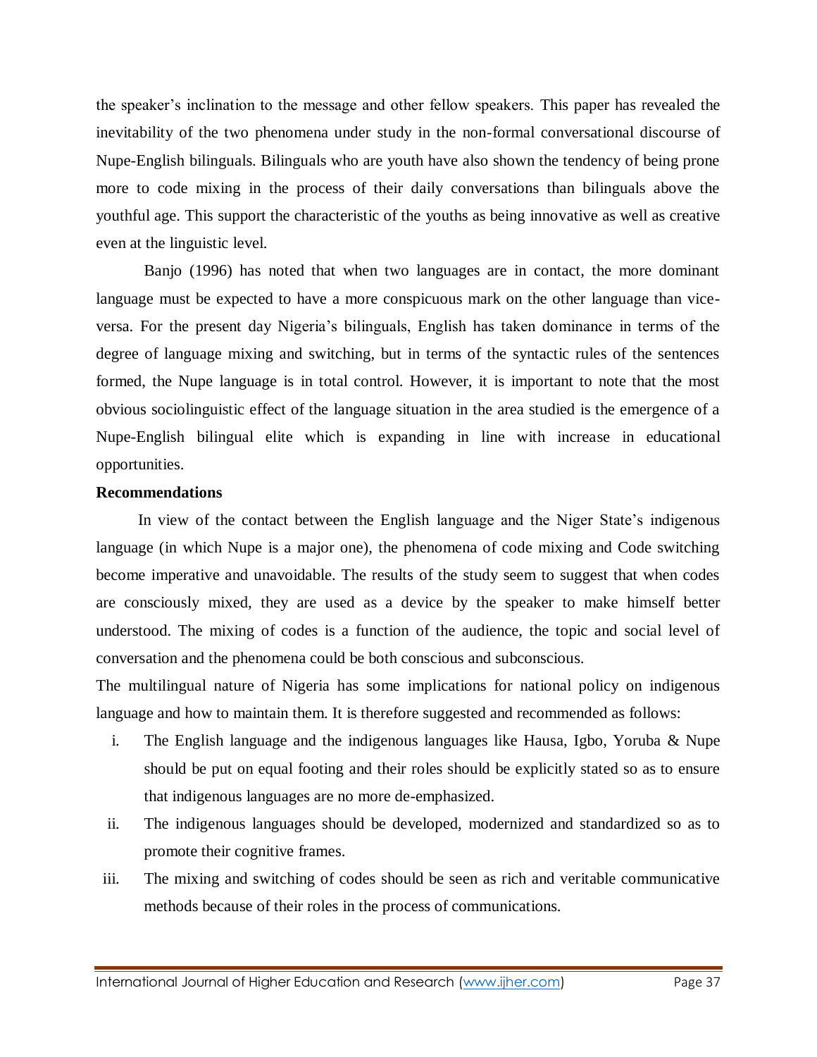the speaker's inclination to the message and other fellow speakers. This paper has revealed the inevitability of the two phenomena under study in the non-formal conversational discourse of Nupe-English bilinguals. Bilinguals who are youth have also shown the tendency of being prone more to code mixing in the process of their daily conversations than bilinguals above the youthful age. This support the characteristic of the youths as being innovative as well as creative even at the linguistic level.

Banjo (1996) has noted that when two languages are in contact, the more dominant language must be expected to have a more conspicuous mark on the other language than vice-versa. For the present day Nigeria's bilinguals, English has taken dominance in terms of the degree of language mixing and switching, but in terms of the syntactic rules of the sentences formed, the Nupe language is in total control. However, it is important to note that the most obvious sociolinguistic effect of the language situation in the area studied is the emergence of a Nupe-English bilingual elite which is expanding in line with increase in educational opportunities.

**Recommendations**

In view of the contact between the English language and the Niger State's indigenous language (in which Nupe is a major one), the phenomena of code mixing and Code switching become imperative and unavoidable. The results of the study seem to suggest that when codes are consciously mixed, they are used as a device by the speaker to make himself better understood. The mixing of codes is a function of the audience, the topic and social level of conversation and the phenomena could be both conscious and subconscious.

The multilingual nature of Nigeria has some implications for national policy on indigenous language and how to maintain them. It is therefore suggested and recommended as follows:

i. The English language and the indigenous languages like Hausa, Igbo, Yoruba & Nupe should be put on equal footing and their roles should be explicitly stated so as to ensure that indigenous languages are no more de-emphasized.

ii. The indigenous languages should be developed, modernized and standardized so as to promote their cognitive frames.

iii. The mixing and switching of codes should be seen as rich and veritable communicative methods because of their roles in the process of communications.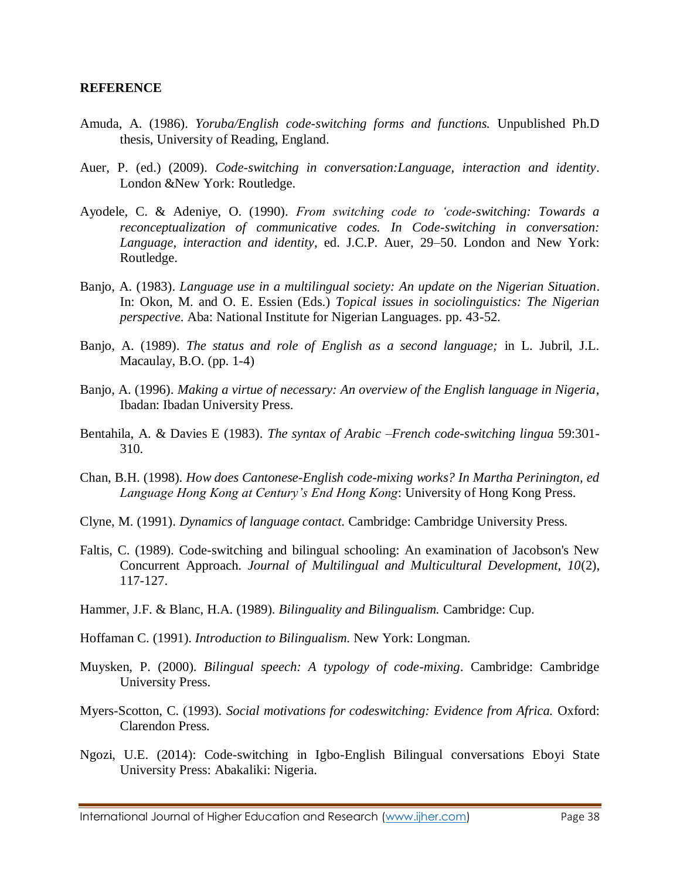**REFERENCE**

Amuda, A. (1986). *Yoruba/English code-switching forms and functions.* Unpublished Ph.D thesis, University of Reading, England.

Auer, P. (ed.) (2009). *Code-switching in conversation:Language, interaction and identity*. London &New York: Routledge.

Ayodele, C. & Adeniye, O. (1990). *From switching code to 'code-switching: Towards a reconceptualization of communicative codes. In Code-switching in conversation: Language, interaction and identity*, ed. J.C.P. Auer, 29–50. London and New York: Routledge.

Banjo, A. (1983). *Language use in a multilingual society: An update on the Nigerian Situation*. In: Okon, M. and O. E. Essien (Eds.) *Topical issues in sociolinguistics: The Nigerian perspective*. Aba: National Institute for Nigerian Languages. pp. 43-52.

Banjo, A. (1989). *The status and role of English as a second language;* in L. Jubril, J.L. Macaulay, B.O. (pp. 1-4)

Banjo, A. (1996). *Making a virtue of necessary: An overview of the English language in Nigeria*, Ibadan: Ibadan University Press.

Bentahila, A. & Davies E (1983). *The syntax of Arabic –French code-switching lingua* 59:301-310.

Chan, B.H. (1998). *How does Cantonese-English code-mixing works? In Martha Perinington, ed Language Hong Kong at Century's End Hong Kong*: University of Hong Kong Press.

Clyne, M. (1991). *Dynamics of language contact.* Cambridge: Cambridge University Press.

Faltis, C. (1989). Code-switching and bilingual schooling: An examination of Jacobson's New Concurrent Approach. *Journal of Multilingual and Multicultural Development, 10*(2), 117-127.

Hammer, J.F. & Blanc, H.A. (1989). *Bilinguality and Bilingualism.* Cambridge: Cup.

Hoffaman C. (1991). *Introduction to Bilingualism.* New York: Longman.

Muysken, P. (2000). *Bilingual speech: A typology of code-mixing*. Cambridge: Cambridge University Press.

Myers-Scotton, C. (1993). *Social motivations for codeswitching: Evidence from Africa.* Oxford: Clarendon Press.

Ngozi, U.E. (2014): Code-switching in Igbo-English Bilingual conversations Eboyi State University Press: Abakaliki: Nigeria.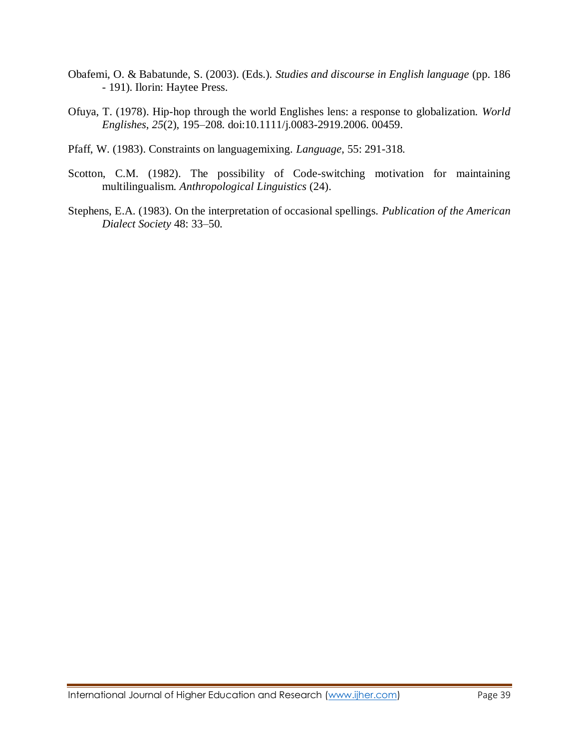Obafemi, O. & Babatunde, S. (2003). (Eds.). *Studies and discourse in English language* (pp. 186 - 191). Ilorin: Haytee Press.

Ofuya, T. (1978). Hip-hop through the world Englishes lens: a response to globalization. *World Englishes*, *25*(2), 195–208. doi:10.1111/j.0083-2919.2006. 00459.

Pfaff, W. (1983). Constraints on languagemixing. *Language*, 55: 291-318.

Scotton, C.M. (1982). The possibility of Code-switching motivation for maintaining multilingualism. *Anthropological Linguistics* (24).

Stephens, E.A. (1983). On the interpretation of occasional spellings. *Publication of the American Dialect Society* 48: 33–50.